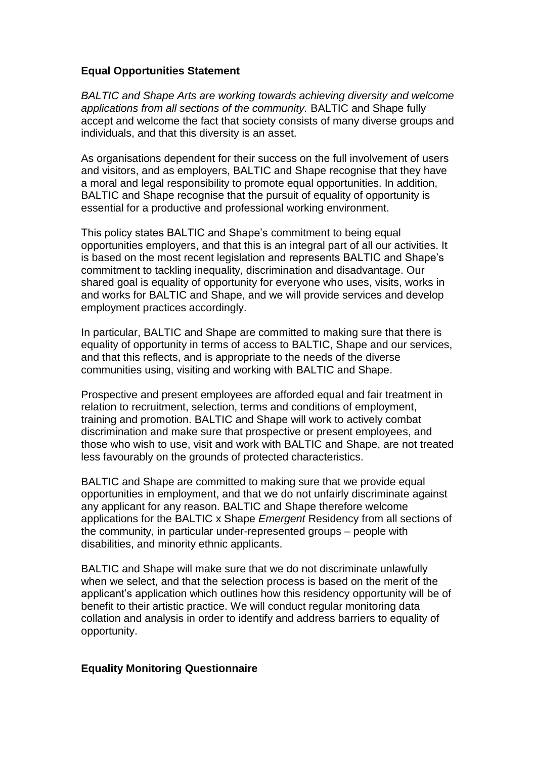**Equal Opportunities Statement**

*BALTIC and Shape Arts are working towards achieving diversity and welcome applications from all sections of the community.* BALTIC and Shape fully accept and welcome the fact that society consists of many diverse groups and individuals, and that this diversity is an asset.

As organisations dependent for their success on the full involvement of users and visitors, and as employers, BALTIC and Shape recognise that they have a moral and legal responsibility to promote equal opportunities. In addition, BALTIC and Shape recognise that the pursuit of equality of opportunity is essential for a productive and professional working environment.

This policy states BALTIC and Shape's commitment to being equal opportunities employers, and that this is an integral part of all our activities. It is based on the most recent legislation and represents BALTIC and Shape's commitment to tackling inequality, discrimination and disadvantage. Our shared goal is equality of opportunity for everyone who uses, visits, works in and works for BALTIC and Shape, and we will provide services and develop employment practices accordingly.

In particular, BALTIC and Shape are committed to making sure that there is equality of opportunity in terms of access to BALTIC, Shape and our services, and that this reflects, and is appropriate to the needs of the diverse communities using, visiting and working with BALTIC and Shape.

Prospective and present employees are afforded equal and fair treatment in relation to recruitment, selection, terms and conditions of employment, training and promotion. BALTIC and Shape will work to actively combat discrimination and make sure that prospective or present employees, and those who wish to use, visit and work with BALTIC and Shape, are not treated less favourably on the grounds of protected characteristics.

BALTIC and Shape are committed to making sure that we provide equal opportunities in employment, and that we do not unfairly discriminate against any applicant for any reason. BALTIC and Shape therefore welcome applications for the BALTIC x Shape *Emergent* Residency from all sections of the community, in particular under-represented groups – people with disabilities, and minority ethnic applicants.

BALTIC and Shape will make sure that we do not discriminate unlawfully when we select, and that the selection process is based on the merit of the applicant's application which outlines how this residency opportunity will be of benefit to their artistic practice. We will conduct regular monitoring data collation and analysis in order to identify and address barriers to equality of opportunity.

**Equality Monitoring Questionnaire**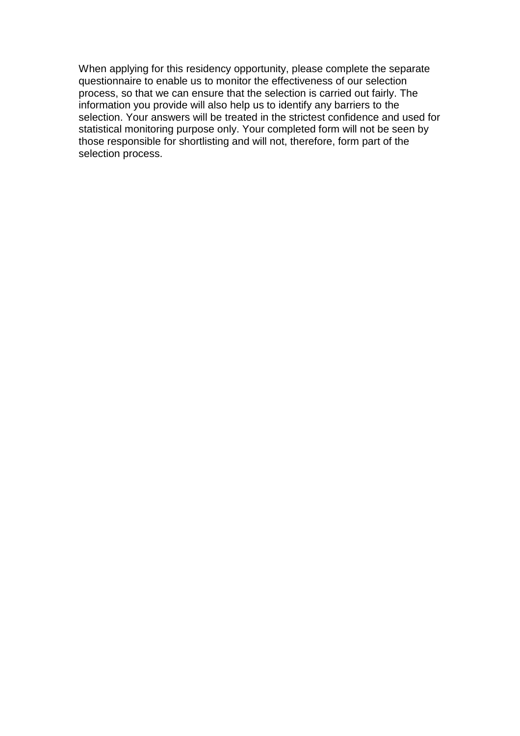When applying for this residency opportunity, please complete the separate questionnaire to enable us to monitor the effectiveness of our selection process, so that we can ensure that the selection is carried out fairly. The information you provide will also help us to identify any barriers to the selection. Your answers will be treated in the strictest confidence and used for statistical monitoring purpose only. Your completed form will not be seen by those responsible for shortlisting and will not, therefore, form part of the selection process.